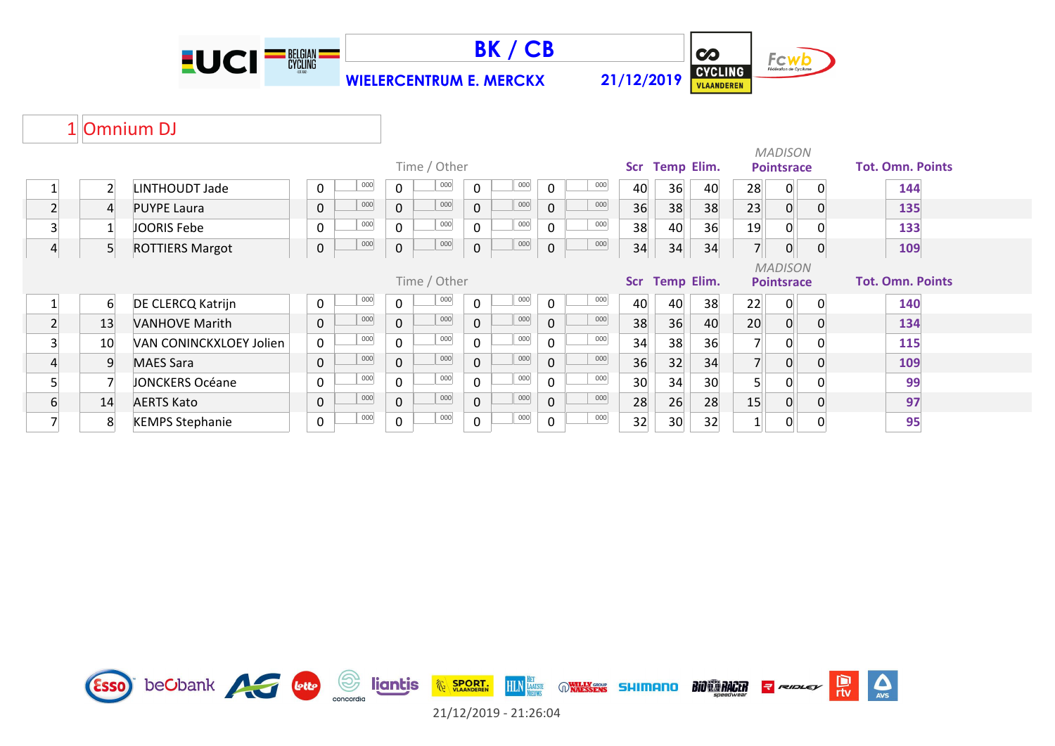# BK / CB

**WIELERCENTRUM E. MERCKX** **21/12/2019**

## 1 Omnium DJ

| Pos | Nr | Name | Time / Other | | | | | | | | Scr | Temp | Elim. | MADISON Pointsrace | | | Tot. Omn. Points |
|---|---|---|---|---|---|---|---|---|---|---|---|---|---|---|---|---|---|
| 1 | 2 | LINTHOUDT Jade | 0 | 000 | 0 | 000 | 0 | 000 | 0 | 000 | 40 | 36 | 40 | 28 | 0 | 0 | 144 |
| 2 | 4 | PUYPE Laura | 0 | 000 | 0 | 000 | 0 | 000 | 0 | 000 | 36 | 38 | 38 | 23 | 0 | 0 | 135 |
| 3 | 1 | JOORIS Febe | 0 | 000 | 0 | 000 | 0 | 000 | 0 | 000 | 38 | 40 | 36 | 19 | 0 | 0 | 133 |
| 4 | 5 | ROTTIERS Margot | 0 | 000 | 0 | 000 | 0 | 000 | 0 | 000 | 34 | 34 | 34 | 7 | 0 | 0 | 109 |

| Pos | Nr | Name | Time / Other | | | | | | | | Scr | Temp | Elim. | MADISON Pointsrace | | | Tot. Omn. Points |
|---|---|---|---|---|---|---|---|---|---|---|---|---|---|---|---|---|---|
| 1 | 6 | DE CLERCQ Katrijn | 0 | 000 | 0 | 000 | 0 | 000 | 0 | 000 | 40 | 40 | 38 | 22 | 0 | 0 | 140 |
| 2 | 13 | VANHOVE Marith | 0 | 000 | 0 | 000 | 0 | 000 | 0 | 000 | 38 | 36 | 40 | 20 | 0 | 0 | 134 |
| 3 | 10 | VAN CONINCKXLOEY Jolien | 0 | 000 | 0 | 000 | 0 | 000 | 0 | 000 | 34 | 38 | 36 | 7 | 0 | 0 | 115 |
| 4 | 9 | MAES Sara | 0 | 000 | 0 | 000 | 0 | 000 | 0 | 000 | 36 | 32 | 34 | 7 | 0 | 0 | 109 |
| 5 | 7 | JONCKERS Océane | 0 | 000 | 0 | 000 | 0 | 000 | 0 | 000 | 30 | 34 | 30 | 5 | 0 | 0 | 99 |
| 6 | 14 | AERTS Kato | 0 | 000 | 0 | 000 | 0 | 000 | 0 | 000 | 28 | 26 | 28 | 15 | 0 | 0 | 97 |
| 7 | 8 | KEMPS Stephanie | 0 | 000 | 0 | 000 | 0 | 000 | 0 | 000 | 32 | 30 | 32 | 1 | 0 | 0 | 95 |

21/12/2019 - 21:26:04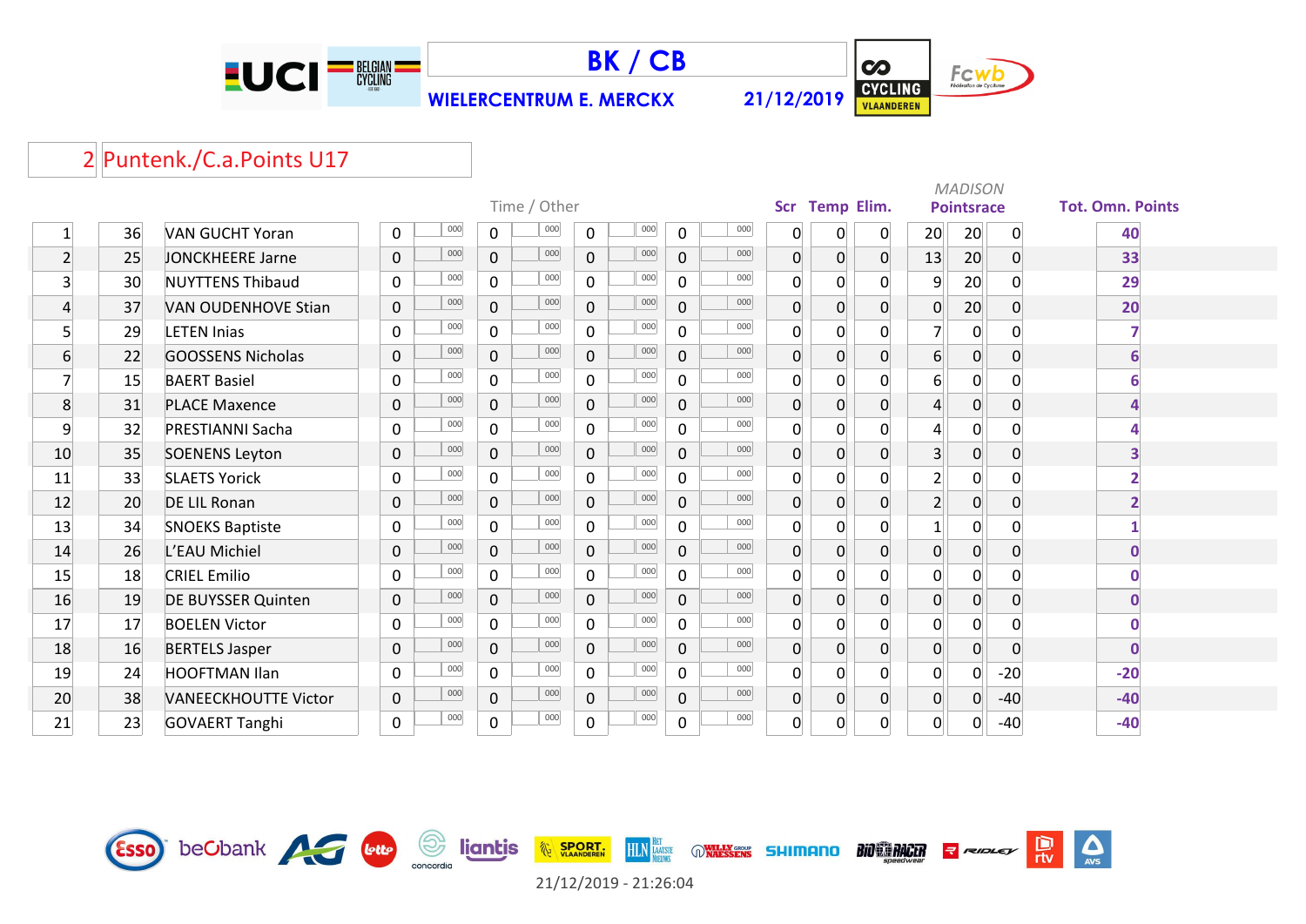# BK / CB

**WIELERCENTRUM E. MERCKX** — **21/12/2019**

## 2 Puntenk./C.a.Points U17

| Pos | Nr | Name | Time / Other | | | | | | | | Scr | Temp | Elim. | MADISON Pointsrace | | | Tot. Omn. Points |
|---|---|---|---|---|---|---|---|---|---|---|---|---|---|---|---|---|---|
| 1 | 36 | VAN GUCHT Yoran | 0 | 000 | 0 | 000 | 0 | 000 | 0 | 000 | 0 | 0 | 0 | 20 | 20 | 0 | 40 |
| 2 | 25 | JONCKHEERE Jarne | 0 | 000 | 0 | 000 | 0 | 000 | 0 | 000 | 0 | 0 | 0 | 13 | 20 | 0 | 33 |
| 3 | 30 | NUYTTENS Thibaud | 0 | 000 | 0 | 000 | 0 | 000 | 0 | 000 | 0 | 0 | 0 | 9 | 20 | 0 | 29 |
| 4 | 37 | VAN OUDENHOVE Stian | 0 | 000 | 0 | 000 | 0 | 000 | 0 | 000 | 0 | 0 | 0 | 0 | 20 | 0 | 20 |
| 5 | 29 | LETEN Inias | 0 | 000 | 0 | 000 | 0 | 000 | 0 | 000 | 0 | 0 | 0 | 7 | 0 | 0 | 7 |
| 6 | 22 | GOOSSENS Nicholas | 0 | 000 | 0 | 000 | 0 | 000 | 0 | 000 | 0 | 0 | 0 | 6 | 0 | 0 | 6 |
| 7 | 15 | BAERT Basiel | 0 | 000 | 0 | 000 | 0 | 000 | 0 | 000 | 0 | 0 | 0 | 6 | 0 | 0 | 6 |
| 8 | 31 | PLACE Maxence | 0 | 000 | 0 | 000 | 0 | 000 | 0 | 000 | 0 | 0 | 0 | 4 | 0 | 0 | 4 |
| 9 | 32 | PRESTIANNI Sacha | 0 | 000 | 0 | 000 | 0 | 000 | 0 | 000 | 0 | 0 | 0 | 4 | 0 | 0 | 4 |
| 10 | 35 | SOENENS Leyton | 0 | 000 | 0 | 000 | 0 | 000 | 0 | 000 | 0 | 0 | 0 | 3 | 0 | 0 | 3 |
| 11 | 33 | SLAETS Yorick | 0 | 000 | 0 | 000 | 0 | 000 | 0 | 000 | 0 | 0 | 0 | 2 | 0 | 0 | 2 |
| 12 | 20 | DE LIL Ronan | 0 | 000 | 0 | 000 | 0 | 000 | 0 | 000 | 0 | 0 | 0 | 2 | 0 | 0 | 2 |
| 13 | 34 | SNOEKS Baptiste | 0 | 000 | 0 | 000 | 0 | 000 | 0 | 000 | 0 | 0 | 0 | 1 | 0 | 0 | 1 |
| 14 | 26 | L'EAU Michiel | 0 | 000 | 0 | 000 | 0 | 000 | 0 | 000 | 0 | 0 | 0 | 0 | 0 | 0 | 0 |
| 15 | 18 | CRIEL Emilio | 0 | 000 | 0 | 000 | 0 | 000 | 0 | 000 | 0 | 0 | 0 | 0 | 0 | 0 | 0 |
| 16 | 19 | DE BUYSSER Quinten | 0 | 000 | 0 | 000 | 0 | 000 | 0 | 000 | 0 | 0 | 0 | 0 | 0 | 0 | 0 |
| 17 | 17 | BOELEN Victor | 0 | 000 | 0 | 000 | 0 | 000 | 0 | 000 | 0 | 0 | 0 | 0 | 0 | 0 | 0 |
| 18 | 16 | BERTELS Jasper | 0 | 000 | 0 | 000 | 0 | 000 | 0 | 000 | 0 | 0 | 0 | 0 | 0 | 0 | 0 |
| 19 | 24 | HOOFTMAN Ilan | 0 | 000 | 0 | 000 | 0 | 000 | 0 | 000 | 0 | 0 | 0 | 0 | 0 | -20 | -20 |
| 20 | 38 | VANEECKHOUTTE Victor | 0 | 000 | 0 | 000 | 0 | 000 | 0 | 000 | 0 | 0 | 0 | 0 | 0 | -40 | -40 |
| 21 | 23 | GOVAERT Tanghi | 0 | 000 | 0 | 000 | 0 | 000 | 0 | 000 | 0 | 0 | 0 | 0 | 0 | -40 | -40 |

21/12/2019 - 21:26:04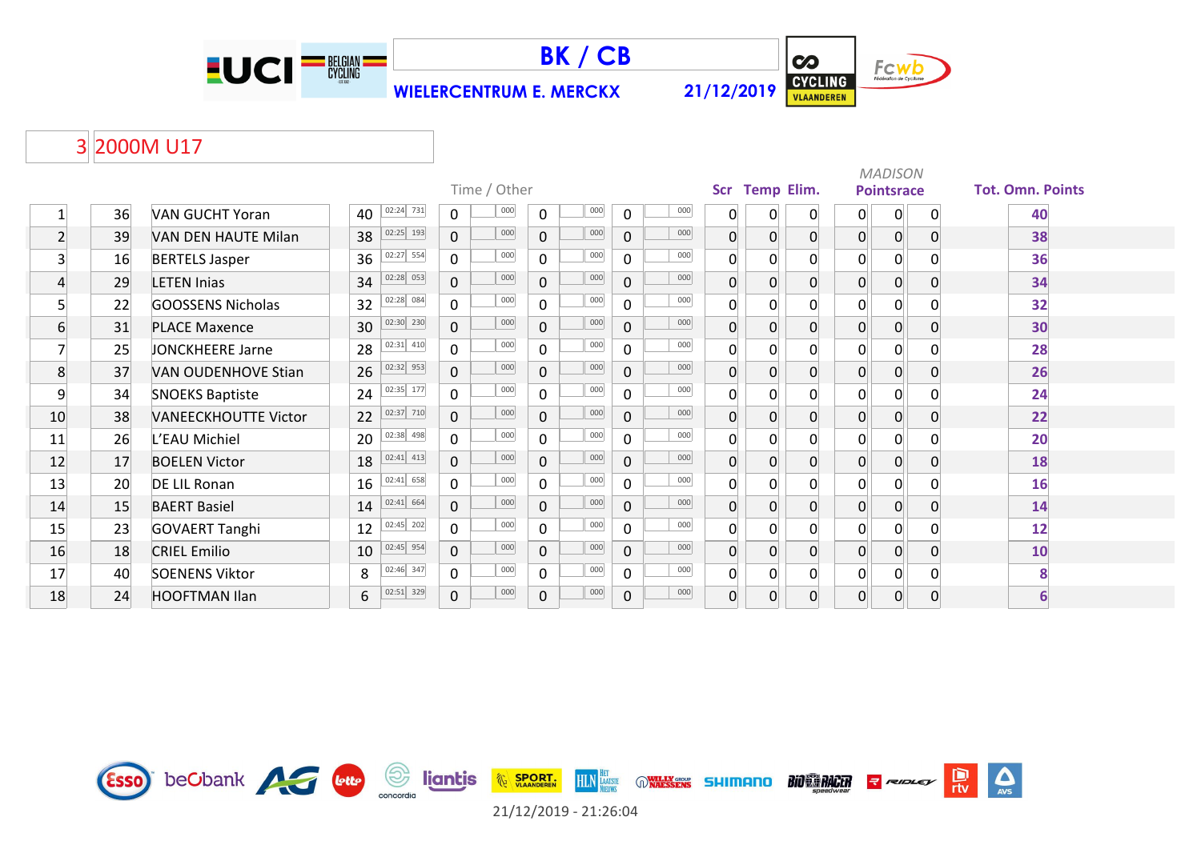# BK / CB

**WIELERCENTRUM E. MERCKX** **21/12/2019**

## 3 2000M U17

| | | | Time / Other | | | | | | | | Scr | Temp | Elim. | *MADISON* Pointsrace | | | Tot. Omn. Points |
|---|---|---|---|---|---|---|---|---|---|---|---|---|---|---|---|---|---|
| 1 | 36 | VAN GUCHT Yoran | 40 | 02:24 731 | 0 | 000 | 0 | 000 | 0 | 000 | 0 | 0 | 0 | 0 | 0 | 0 | **40** |
| 2 | 39 | VAN DEN HAUTE Milan | 38 | 02:25 193 | 0 | 000 | 0 | 000 | 0 | 000 | 0 | 0 | 0 | 0 | 0 | 0 | **38** |
| 3 | 16 | BERTELS Jasper | 36 | 02:27 554 | 0 | 000 | 0 | 000 | 0 | 000 | 0 | 0 | 0 | 0 | 0 | 0 | **36** |
| 4 | 29 | LETEN Inias | 34 | 02:28 053 | 0 | 000 | 0 | 000 | 0 | 000 | 0 | 0 | 0 | 0 | 0 | 0 | **34** |
| 5 | 22 | GOOSSENS Nicholas | 32 | 02:28 084 | 0 | 000 | 0 | 000 | 0 | 000 | 0 | 0 | 0 | 0 | 0 | 0 | **32** |
| 6 | 31 | PLACE Maxence | 30 | 02:30 230 | 0 | 000 | 0 | 000 | 0 | 000 | 0 | 0 | 0 | 0 | 0 | 0 | **30** |
| 7 | 25 | JONCKHEERE Jarne | 28 | 02:31 410 | 0 | 000 | 0 | 000 | 0 | 000 | 0 | 0 | 0 | 0 | 0 | 0 | **28** |
| 8 | 37 | VAN OUDENHOVE Stian | 26 | 02:32 953 | 0 | 000 | 0 | 000 | 0 | 000 | 0 | 0 | 0 | 0 | 0 | 0 | **26** |
| 9 | 34 | SNOEKS Baptiste | 24 | 02:35 177 | 0 | 000 | 0 | 000 | 0 | 000 | 0 | 0 | 0 | 0 | 0 | 0 | **24** |
| 10 | 38 | VANEECKHOUTTE Victor | 22 | 02:37 710 | 0 | 000 | 0 | 000 | 0 | 000 | 0 | 0 | 0 | 0 | 0 | 0 | **22** |
| 11 | 26 | L'EAU Michiel | 20 | 02:38 498 | 0 | 000 | 0 | 000 | 0 | 000 | 0 | 0 | 0 | 0 | 0 | 0 | **20** |
| 12 | 17 | BOELEN Victor | 18 | 02:41 413 | 0 | 000 | 0 | 000 | 0 | 000 | 0 | 0 | 0 | 0 | 0 | 0 | **18** |
| 13 | 20 | DE LIL Ronan | 16 | 02:41 658 | 0 | 000 | 0 | 000 | 0 | 000 | 0 | 0 | 0 | 0 | 0 | 0 | **16** |
| 14 | 15 | BAERT Basiel | 14 | 02:41 664 | 0 | 000 | 0 | 000 | 0 | 000 | 0 | 0 | 0 | 0 | 0 | 0 | **14** |
| 15 | 23 | GOVAERT Tanghi | 12 | 02:45 202 | 0 | 000 | 0 | 000 | 0 | 000 | 0 | 0 | 0 | 0 | 0 | 0 | **12** |
| 16 | 18 | CRIEL Emilio | 10 | 02:45 954 | 0 | 000 | 0 | 000 | 0 | 000 | 0 | 0 | 0 | 0 | 0 | 0 | **10** |
| 17 | 40 | SOENENS Viktor | 8 | 02:46 347 | 0 | 000 | 0 | 000 | 0 | 000 | 0 | 0 | 0 | 0 | 0 | 0 | **8** |
| 18 | 24 | HOOFTMAN Ilan | 6 | 02:51 329 | 0 | 000 | 0 | 000 | 0 | 000 | 0 | 0 | 0 | 0 | 0 | 0 | **6** |

21/12/2019 - 21:26:04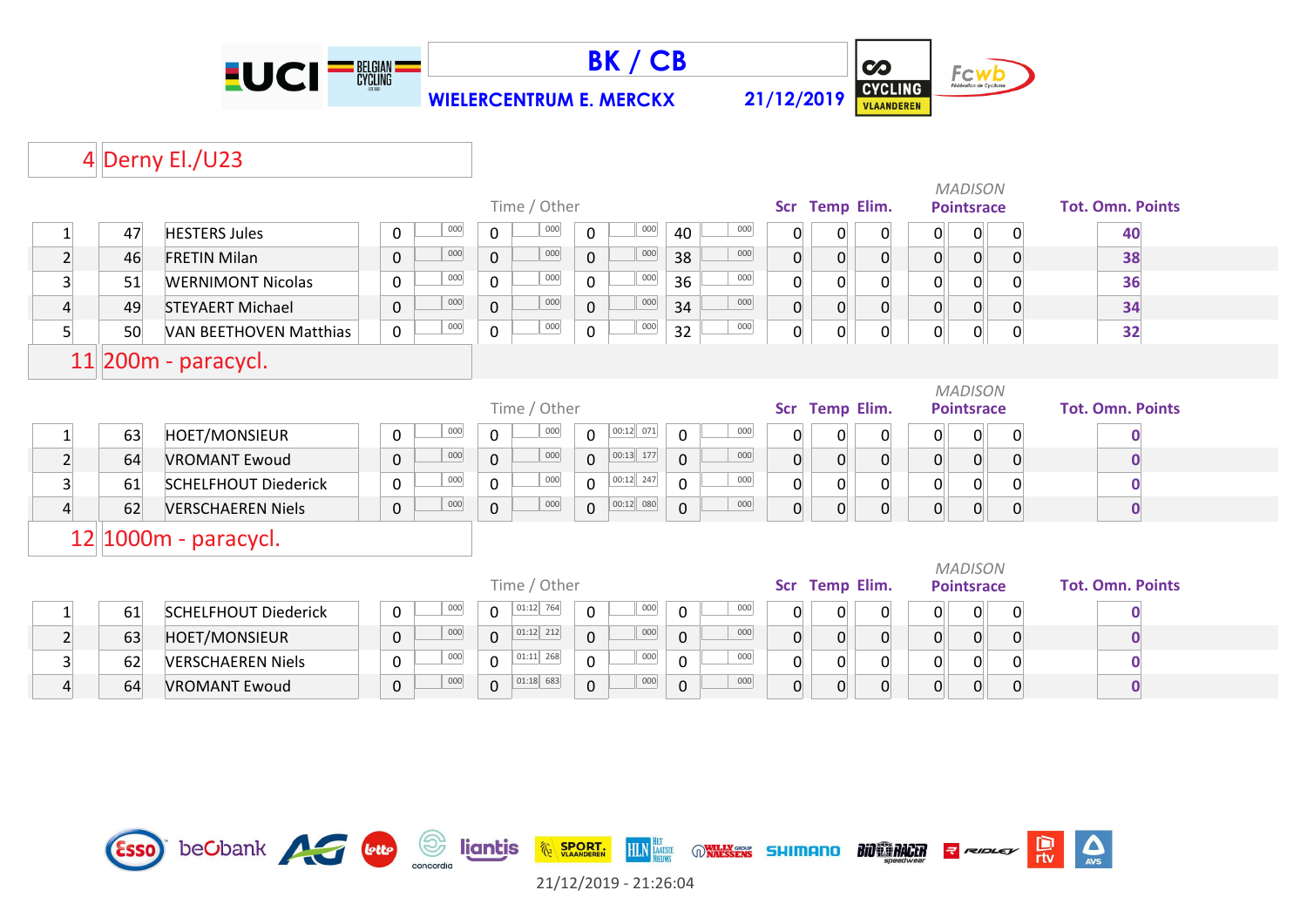# BK / CB

**WIELERCENTRUM E. MERCKX** 21/12/2019

## 4 Derny El./U23

| | | | Time / Other | | | | | | | | Scr | Temp | Elim. | MADISON Pointsrace | | | Tot. Omn. Points |
|---|---|---|---|---|---|---|---|---|---|---|---|---|---|---|---|---|---|
| 1 | 47 | HESTERS Jules | 0 | 000 | 0 | 000 | 0 | 000 | 40 | 000 | 0 | 0 | 0 | 0 | 0 | 0 | **40** |
| 2 | 46 | FRETIN Milan | 0 | 000 | 0 | 000 | 0 | 000 | 38 | 000 | 0 | 0 | 0 | 0 | 0 | 0 | **38** |
| 3 | 51 | WERNIMONT Nicolas | 0 | 000 | 0 | 000 | 0 | 000 | 36 | 000 | 0 | 0 | 0 | 0 | 0 | 0 | **36** |
| 4 | 49 | STEYAERT Michael | 0 | 000 | 0 | 000 | 0 | 000 | 34 | 000 | 0 | 0 | 0 | 0 | 0 | 0 | **34** |
| 5 | 50 | VAN BEETHOVEN Matthias | 0 | 000 | 0 | 000 | 0 | 000 | 32 | 000 | 0 | 0 | 0 | 0 | 0 | 0 | **32** |

## 11 200m - paracycl.

| | | | Time / Other | | | | | | | | Scr | Temp | Elim. | MADISON Pointsrace | | | Tot. Omn. Points |
|---|---|---|---|---|---|---|---|---|---|---|---|---|---|---|---|---|---|
| 1 | 63 | HOET/MONSIEUR | 0 | 000 | 0 | 000 | 0 | 00:12 071 | 0 | 000 | 0 | 0 | 0 | 0 | 0 | 0 | **0** |
| 2 | 64 | VROMANT Ewoud | 0 | 000 | 0 | 000 | 0 | 00:13 177 | 0 | 000 | 0 | 0 | 0 | 0 | 0 | 0 | **0** |
| 3 | 61 | SCHELFHOUT Diederick | 0 | 000 | 0 | 000 | 0 | 00:12 247 | 0 | 000 | 0 | 0 | 0 | 0 | 0 | 0 | **0** |
| 4 | 62 | VERSCHAEREN Niels | 0 | 000 | 0 | 000 | 0 | 00:12 080 | 0 | 000 | 0 | 0 | 0 | 0 | 0 | 0 | **0** |

## 12 1000m - paracycl.

| | | | Time / Other | | | | | | | | Scr | Temp | Elim. | MADISON Pointsrace | | | Tot. Omn. Points |
|---|---|---|---|---|---|---|---|---|---|---|---|---|---|---|---|---|---|
| 1 | 61 | SCHELFHOUT Diederick | 0 | 000 | 0 | 01:12 764 | 0 | 000 | 0 | 000 | 0 | 0 | 0 | 0 | 0 | 0 | **0** |
| 2 | 63 | HOET/MONSIEUR | 0 | 000 | 0 | 01:12 212 | 0 | 000 | 0 | 000 | 0 | 0 | 0 | 0 | 0 | 0 | **0** |
| 3 | 62 | VERSCHAEREN Niels | 0 | 000 | 0 | 01:11 268 | 0 | 000 | 0 | 000 | 0 | 0 | 0 | 0 | 0 | 0 | **0** |
| 4 | 64 | VROMANT Ewoud | 0 | 000 | 0 | 01:18 683 | 0 | 000 | 0 | 000 | 0 | 0 | 0 | 0 | 0 | 0 | **0** |

21/12/2019 - 21:26:04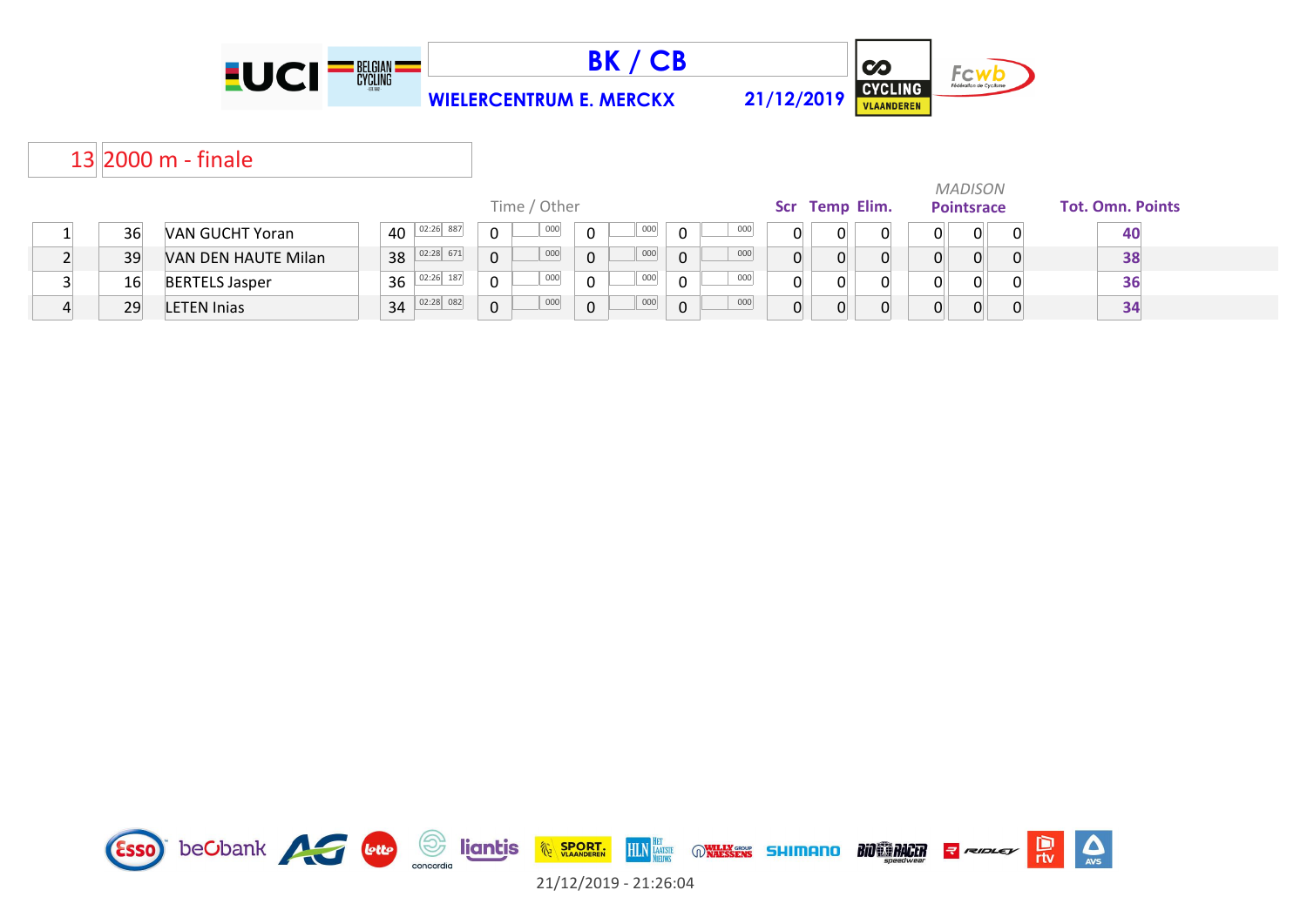# BK / CB

**WIELERCENTRUM E. MERCKX** **21/12/2019**

## 13 2000 m - finale

| | | | Time / Other | | | | | | | | Scr | Temp | Elim. | MADISON Pointsrace | | | Tot. Omn. Points |
|---|---|---|---|---|---|---|---|---|---|---|---|---|---|---|---|---|---|
| 1 | 36 | VAN GUCHT Yoran | 40 | 02:26 887 | 0 | 000 | 0 | 000 | 0 | 000 | 0 | 0 | 0 | 0 | 0 | 0 | 40 |
| 2 | 39 | VAN DEN HAUTE Milan | 38 | 02:28 671 | 0 | 000 | 0 | 000 | 0 | 000 | 0 | 0 | 0 | 0 | 0 | 0 | 38 |
| 3 | 16 | BERTELS Jasper | 36 | 02:26 187 | 0 | 000 | 0 | 000 | 0 | 000 | 0 | 0 | 0 | 0 | 0 | 0 | 36 |
| 4 | 29 | LETEN Inias | 34 | 02:28 082 | 0 | 000 | 0 | 000 | 0 | 000 | 0 | 0 | 0 | 0 | 0 | 0 | 34 |

21/12/2019 - 21:26:04